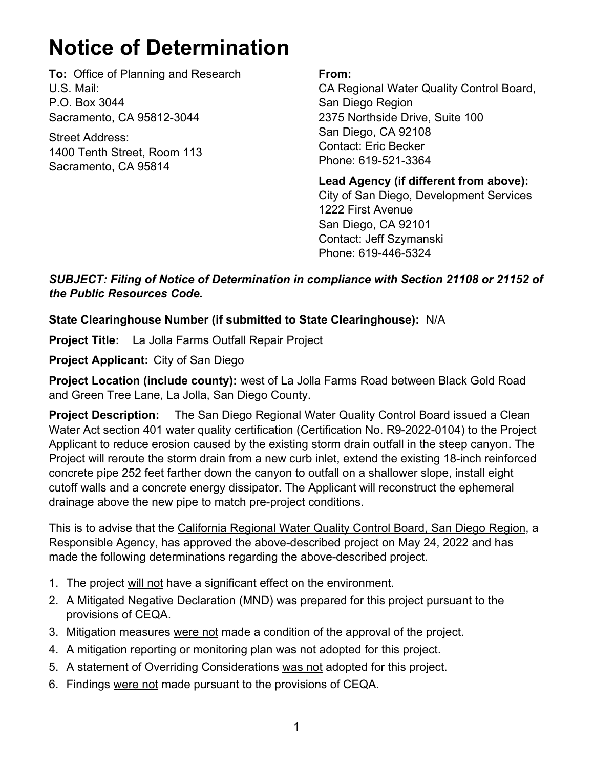# Notice of Determination

**To:** Office of Planning and Research
U.S. Mail:
P.O. Box 3044
Sacramento, CA 95812-3044

Street Address:
1400 Tenth Street, Room 113
Sacramento, CA 95814

**From:**
CA Regional Water Quality Control Board, San Diego Region
2375 Northside Drive, Suite 100
San Diego, CA 92108
Contact: Eric Becker
Phone: 619-521-3364

**Lead Agency (if different from above):**
City of San Diego, Development Services
1222 First Avenue
San Diego, CA 92101
Contact: Jeff Szymanski
Phone: 619-446-5324

***SUBJECT: Filing of Notice of Determination in compliance with Section 21108 or 21152 of the Public Resources Code.***

**State Clearinghouse Number (if submitted to State Clearinghouse):** N/A

**Project Title:** La Jolla Farms Outfall Repair Project

**Project Applicant:** City of San Diego

**Project Location (include county):** west of La Jolla Farms Road between Black Gold Road and Green Tree Lane, La Jolla, San Diego County.

**Project Description:** The San Diego Regional Water Quality Control Board issued a Clean Water Act section 401 water quality certification (Certification No. R9-2022-0104) to the Project Applicant to reduce erosion caused by the existing storm drain outfall in the steep canyon. The Project will reroute the storm drain from a new curb inlet, extend the existing 18-inch reinforced concrete pipe 252 feet farther down the canyon to outfall on a shallower slope, install eight cutoff walls and a concrete energy dissipator. The Applicant will reconstruct the ephemeral drainage above the new pipe to match pre-project conditions.

This is to advise that the California Regional Water Quality Control Board, San Diego Region, a Responsible Agency, has approved the above-described project on May 24, 2022 and has made the following determinations regarding the above-described project.

1. The project will not have a significant effect on the environment.
2. A Mitigated Negative Declaration (MND) was prepared for this project pursuant to the provisions of CEQA.
3. Mitigation measures were not made a condition of the approval of the project.
4. A mitigation reporting or monitoring plan was not adopted for this project.
5. A statement of Overriding Considerations was not adopted for this project.
6. Findings were not made pursuant to the provisions of CEQA.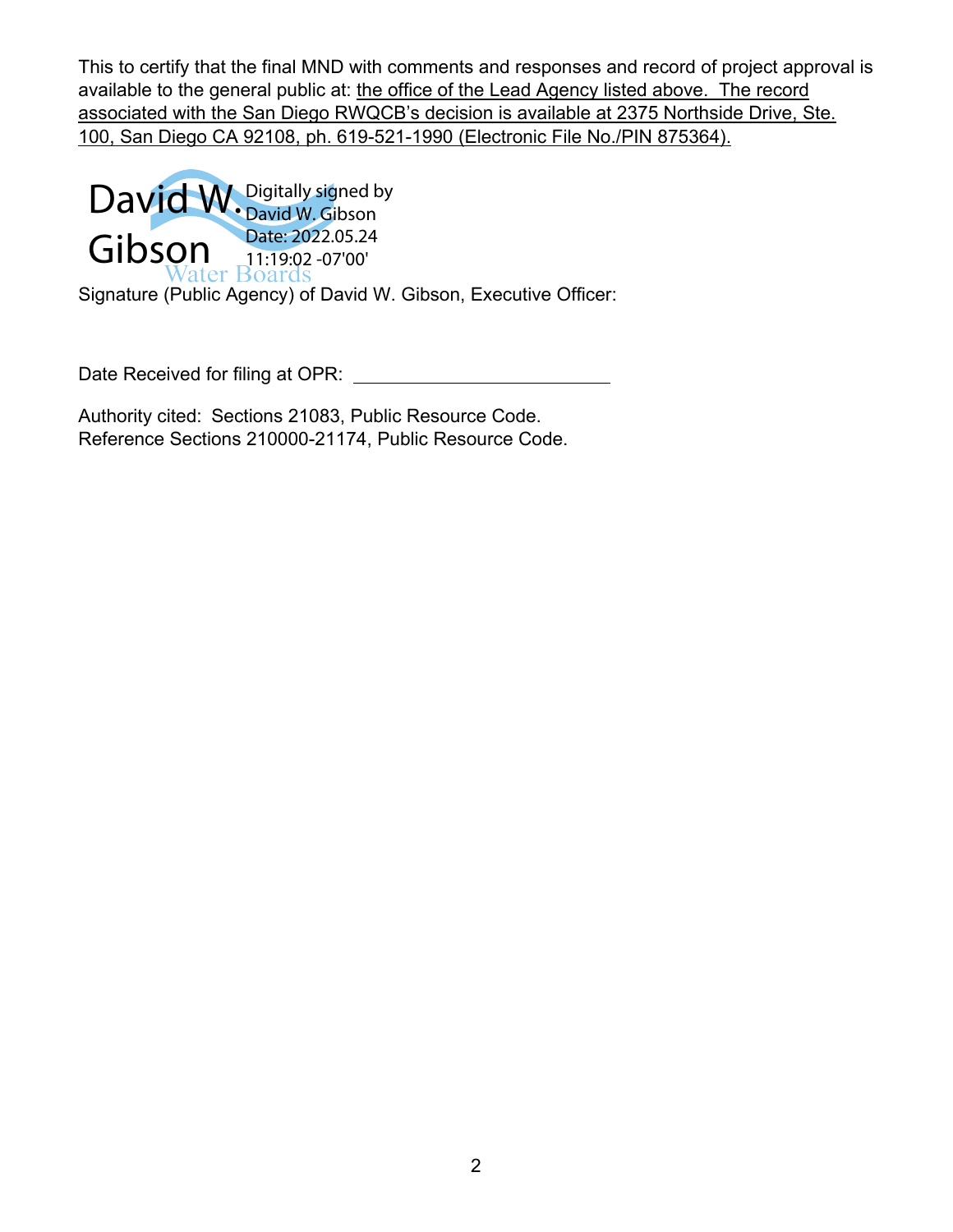This to certify that the final MND with comments and responses and record of project approval is available to the general public at: the office of the Lead Agency listed above. The record associated with the San Diego RWQCB's decision is available at 2375 Northside Drive, Ste. 100, San Diego CA 92108, ph. 619-521-1990 (Electronic File No./PIN 875364).

David W. Gibson
Digitally signed by David W. Gibson
Date: 2022.05.24 11:19:02 -07'00'

Signature (Public Agency) of David W. Gibson, Executive Officer:

Date Received for filing at OPR: ______________________

Authority cited: Sections 21083, Public Resource Code.
Reference Sections 210000-21174, Public Resource Code.